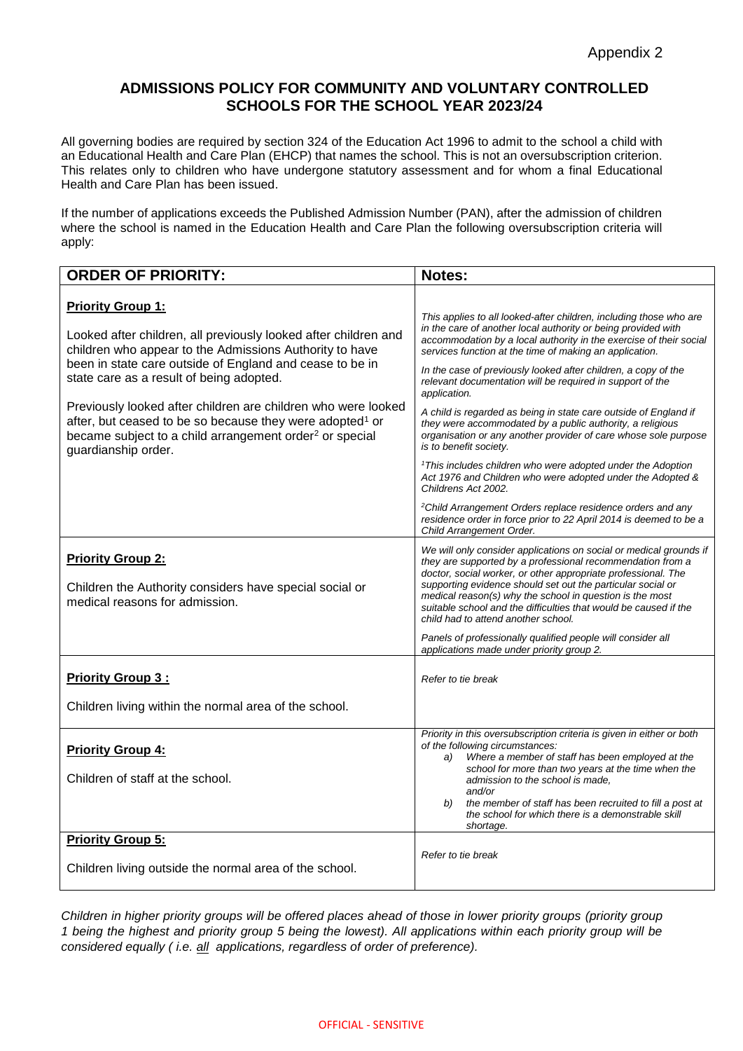Appendix 2

# ADMISSIONS POLICY FOR COMMUNITY AND VOLUNTARY CONTROLLED SCHOOLS FOR THE SCHOOL YEAR 2023/24

All governing bodies are required by section 324 of the Education Act 1996 to admit to the school a child with an Educational Health and Care Plan (EHCP) that names the school. This is not an oversubscription criterion. This relates only to children who have undergone statutory assessment and for whom a final Educational Health and Care Plan has been issued.

If the number of applications exceeds the Published Admission Number (PAN), after the admission of children where the school is named in the Education Health and Care Plan the following oversubscription criteria will apply:

| ORDER OF PRIORITY: | Notes: |
|---|---|
| **Priority Group 1:**<br><br>Looked after children, all previously looked after children and children who appear to the Admissions Authority to have been in state care outside of England and cease to be in state care as a result of being adopted.<br><br>Previously looked after children are children who were looked after, but ceased to be so because they were adopted[1] or became subject to a child arrangement order[2] or special guardianship order. | *This applies to all looked-after children, including those who are in the care of another local authority or being provided with accommodation by a local authority in the exercise of their social services function at the time of making an application.*<br><br>*In the case of previously looked after children, a copy of the relevant documentation will be required in support of the application.*<br><br>*A child is regarded as being in state care outside of England if they were accommodated by a public authority, a religious organisation or any another provider of care whose sole purpose is to benefit society.*<br><br>*[1]This includes children who were adopted under the Adoption Act 1976 and Children who were adopted under the Adopted & Childrens Act 2002.*<br><br>*[2]Child Arrangement Orders replace residence orders and any residence order in force prior to 22 April 2014 is deemed to be a Child Arrangement Order.* |
| **Priority Group 2:**<br><br>Children the Authority considers have special social or medical reasons for admission. | *We will only consider applications on social or medical grounds if they are supported by a professional recommendation from a doctor, social worker, or other appropriate professional. The supporting evidence should set out the particular social or medical reason(s) why the school in question is the most suitable school and the difficulties that would be caused if the child had to attend another school.*<br><br>*Panels of professionally qualified people will consider all applications made under priority group 2.* |
| **Priority Group 3 :**<br><br>Children living within the normal area of the school. | *Refer to tie break* |
| **Priority Group 4:**<br><br>Children of staff at the school. | *Priority in this oversubscription criteria is given in either or both of the following circumstances:*<br>*a) Where a member of staff has been employed at the school for more than two years at the time when the admission to the school is made,*<br>*and/or*<br>*b) the member of staff has been recruited to fill a post at the school for which there is a demonstrable skill shortage.* |
| **Priority Group 5:**<br><br>Children living outside the normal area of the school. | *Refer to tie break* |

*Children in higher priority groups will be offered places ahead of those in lower priority groups (priority group 1 being the highest and priority group 5 being the lowest). All applications within each priority group will be considered equally ( i.e. all applications, regardless of order of preference).*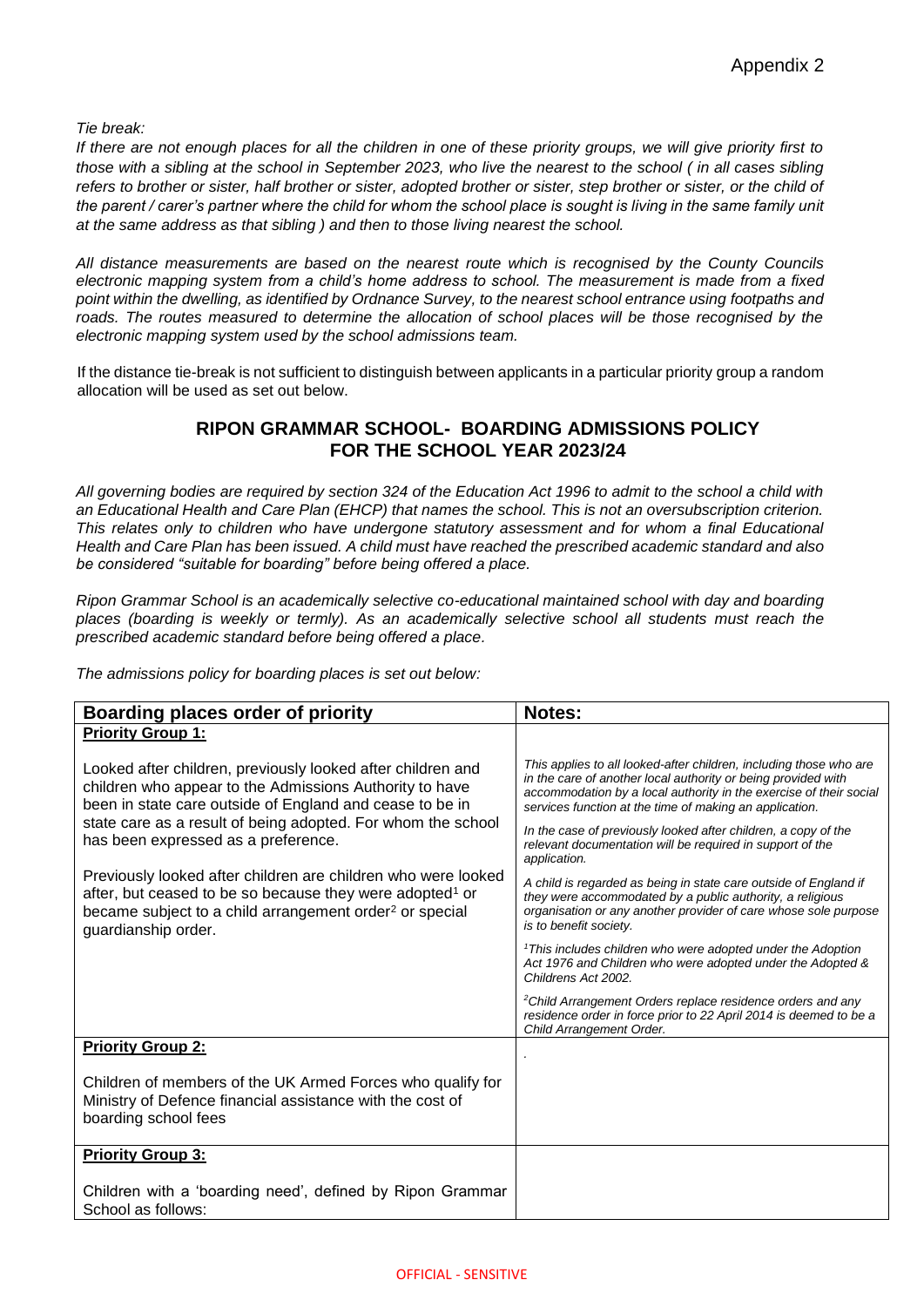*Tie break:*

*If there are not enough places for all the children in one of these priority groups, we will give priority first to those with a sibling at the school in September 2023, who live the nearest to the school ( in all cases sibling refers to brother or sister, half brother or sister, adopted brother or sister, step brother or sister, or the child of the parent / carer's partner where the child for whom the school place is sought is living in the same family unit at the same address as that sibling ) and then to those living nearest the school.*

*All distance measurements are based on the nearest route which is recognised by the County Councils electronic mapping system from a child's home address to school. The measurement is made from a fixed point within the dwelling, as identified by Ordnance Survey, to the nearest school entrance using footpaths and roads. The routes measured to determine the allocation of school places will be those recognised by the electronic mapping system used by the school admissions team.*

If the distance tie-break is not sufficient to distinguish between applicants in a particular priority group a random allocation will be used as set out below.

## RIPON GRAMMAR SCHOOL- BOARDING ADMISSIONS POLICY FOR THE SCHOOL YEAR 2023/24

*All governing bodies are required by section 324 of the Education Act 1996 to admit to the school a child with an Educational Health and Care Plan (EHCP) that names the school. This is not an oversubscription criterion. This relates only to children who have undergone statutory assessment and for whom a final Educational Health and Care Plan has been issued. A child must have reached the prescribed academic standard and also be considered "suitable for boarding" before being offered a place.*

*Ripon Grammar School is an academically selective co-educational maintained school with day and boarding places (boarding is weekly or termly). As an academically selective school all students must reach the prescribed academic standard before being offered a place.*

*The admissions policy for boarding places is set out below:*

| Boarding places order of priority | Notes: |
|---|---|
| **Priority Group 1:**<br><br>Looked after children, previously looked after children and children who appear to the Admissions Authority to have been in state care outside of England and cease to be in state care as a result of being adopted. For whom the school has been expressed as a preference.<br><br>Previously looked after children are children who were looked after, but ceased to be so because they were adopted[1] or became subject to a child arrangement order[2] or special guardianship order. | *This applies to all looked-after children, including those who are in the care of another local authority or being provided with accommodation by a local authority in the exercise of their social services function at the time of making an application.*<br><br>*In the case of previously looked after children, a copy of the relevant documentation will be required in support of the application.*<br><br>*A child is regarded as being in state care outside of England if they were accommodated by a public authority, a religious organisation or any another provider of care whose sole purpose is to benefit society.*<br><br>*[1]This includes children who were adopted under the Adoption Act 1976 and Children who were adopted under the Adopted & Childrens Act 2002.*<br><br>*[2]Child Arrangement Orders replace residence orders and any residence order in force prior to 22 April 2014 is deemed to be a Child Arrangement Order.* |
| **Priority Group 2:**<br><br>Children of members of the UK Armed Forces who qualify for Ministry of Defence financial assistance with the cost of boarding school fees | . |
| **Priority Group 3:**<br><br>Children with a 'boarding need', defined by Ripon Grammar School as follows: | |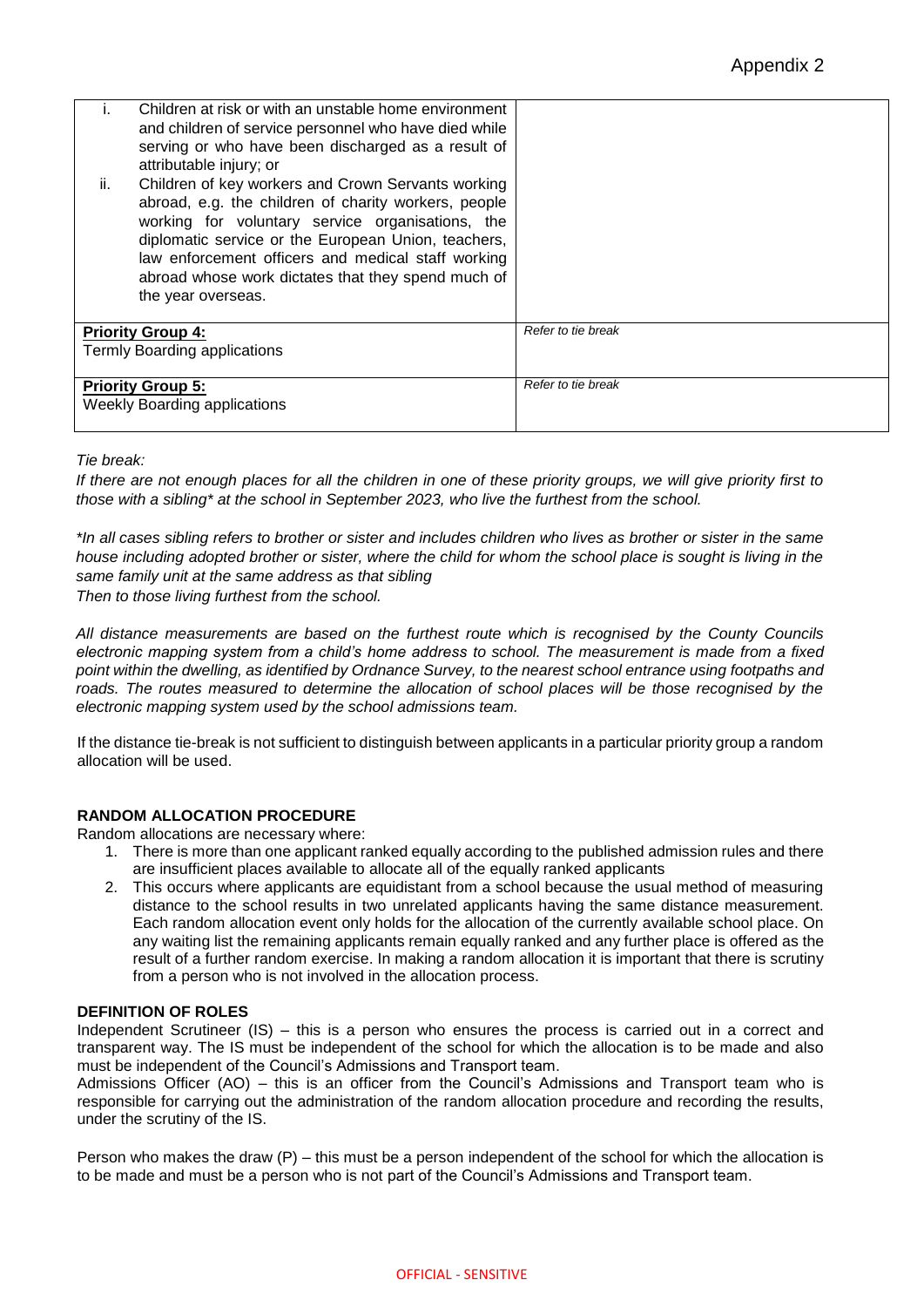| | |
|---|---|
| i. Children at risk or with an unstable home environment and children of service personnel who have died while serving or who have been discharged as a result of attributable injury; or<br>ii. Children of key workers and Crown Servants working abroad, e.g. the children of charity workers, people working for voluntary service organisations, the diplomatic service or the European Union, teachers, law enforcement officers and medical staff working abroad whose work dictates that they spend much of the year overseas. | |
| **Priority Group 4:**<br>Termly Boarding applications | *Refer to tie break* |
| **Priority Group 5:**<br>Weekly Boarding applications | *Refer to tie break* |

*Tie break:*

*If there are not enough places for all the children in one of these priority groups, we will give priority first to those with a sibling* at the school in September 2023, who live the furthest from the school.*

**In all cases sibling refers to brother or sister and includes children who lives as brother or sister in the same house including adopted brother or sister, where the child for whom the school place is sought is living in the same family unit at the same address as that sibling*
*Then to those living furthest from the school.*

*All distance measurements are based on the furthest route which is recognised by the County Councils electronic mapping system from a child's home address to school. The measurement is made from a fixed point within the dwelling, as identified by Ordnance Survey, to the nearest school entrance using footpaths and roads. The routes measured to determine the allocation of school places will be those recognised by the electronic mapping system used by the school admissions team.*

If the distance tie-break is not sufficient to distinguish between applicants in a particular priority group a random allocation will be used.

**RANDOM ALLOCATION PROCEDURE**

Random allocations are necessary where:

1. There is more than one applicant ranked equally according to the published admission rules and there are insufficient places available to allocate all of the equally ranked applicants
2. This occurs where applicants are equidistant from a school because the usual method of measuring distance to the school results in two unrelated applicants having the same distance measurement. Each random allocation event only holds for the allocation of the currently available school place. On any waiting list the remaining applicants remain equally ranked and any further place is offered as the result of a further random exercise. In making a random allocation it is important that there is scrutiny from a person who is not involved in the allocation process.

**DEFINITION OF ROLES**

Independent Scrutineer (IS) – this is a person who ensures the process is carried out in a correct and transparent way. The IS must be independent of the school for which the allocation is to be made and also must be independent of the Council's Admissions and Transport team.
Admissions Officer (AO) – this is an officer from the Council's Admissions and Transport team who is responsible for carrying out the administration of the random allocation procedure and recording the results, under the scrutiny of the IS.

Person who makes the draw (P) – this must be a person independent of the school for which the allocation is to be made and must be a person who is not part of the Council's Admissions and Transport team.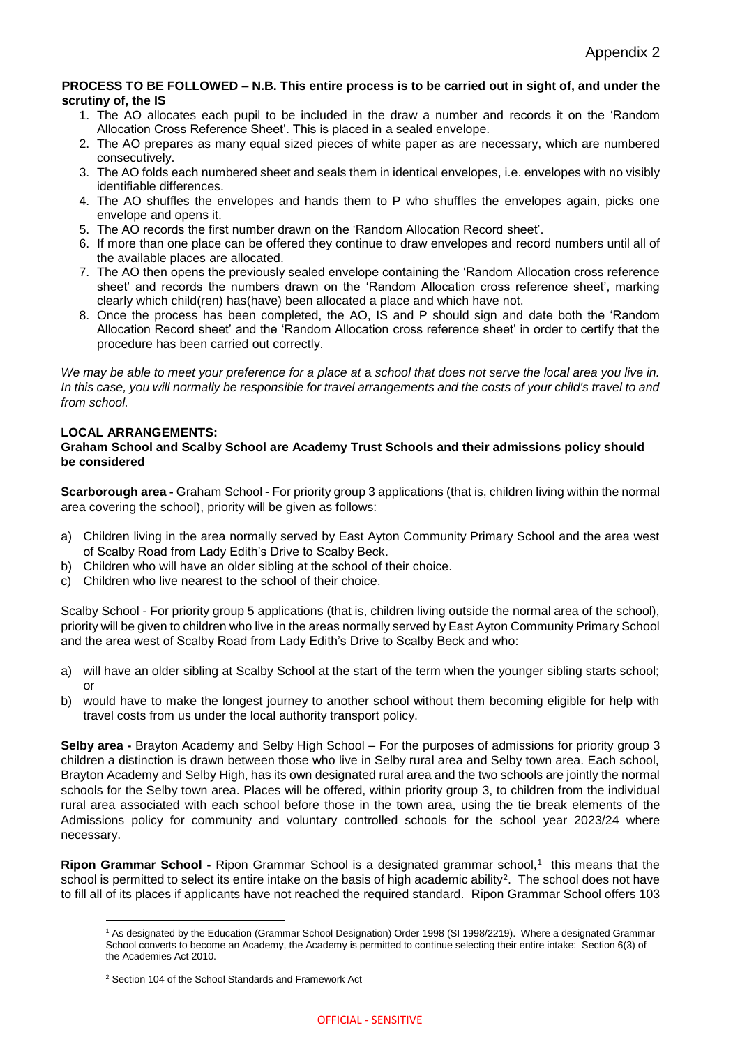Appendix 2

**PROCESS TO BE FOLLOWED – N.B. This entire process is to be carried out in sight of, and under the scrutiny of, the IS**

1. The AO allocates each pupil to be included in the draw a number and records it on the 'Random Allocation Cross Reference Sheet'. This is placed in a sealed envelope.
2. The AO prepares as many equal sized pieces of white paper as are necessary, which are numbered consecutively.
3. The AO folds each numbered sheet and seals them in identical envelopes, i.e. envelopes with no visibly identifiable differences.
4. The AO shuffles the envelopes and hands them to P who shuffles the envelopes again, picks one envelope and opens it.
5. The AO records the first number drawn on the 'Random Allocation Record sheet'.
6. If more than one place can be offered they continue to draw envelopes and record numbers until all of the available places are allocated.
7. The AO then opens the previously sealed envelope containing the 'Random Allocation cross reference sheet' and records the numbers drawn on the 'Random Allocation cross reference sheet', marking clearly which child(ren) has(have) been allocated a place and which have not.
8. Once the process has been completed, the AO, IS and P should sign and date both the 'Random Allocation Record sheet' and the 'Random Allocation cross reference sheet' in order to certify that the procedure has been carried out correctly.

*We may be able to meet your preference for a place at a school that does not serve the local area you live in. In this case, you will normally be responsible for travel arrangements and the costs of your child's travel to and from school.*

**LOCAL ARRANGEMENTS:**
**Graham School and Scalby School are Academy Trust Schools and their admissions policy should be considered**

**Scarborough area -** Graham School - For priority group 3 applications (that is, children living within the normal area covering the school), priority will be given as follows:

a) Children living in the area normally served by East Ayton Community Primary School and the area west of Scalby Road from Lady Edith's Drive to Scalby Beck.
b) Children who will have an older sibling at the school of their choice.
c) Children who live nearest to the school of their choice.

Scalby School - For priority group 5 applications (that is, children living outside the normal area of the school), priority will be given to children who live in the areas normally served by East Ayton Community Primary School and the area west of Scalby Road from Lady Edith's Drive to Scalby Beck and who:

a) will have an older sibling at Scalby School at the start of the term when the younger sibling starts school; or
b) would have to make the longest journey to another school without them becoming eligible for help with travel costs from us under the local authority transport policy.

**Selby area -** Brayton Academy and Selby High School – For the purposes of admissions for priority group 3 children a distinction is drawn between those who live in Selby rural area and Selby town area. Each school, Brayton Academy and Selby High, has its own designated rural area and the two schools are jointly the normal schools for the Selby town area. Places will be offered, within priority group 3, to children from the individual rural area associated with each school before those in the town area, using the tie break elements of the Admissions policy for community and voluntary controlled schools for the school year 2023/24 where necessary.

**Ripon Grammar School -** Ripon Grammar School is a designated grammar school,[1] this means that the school is permitted to select its entire intake on the basis of high academic ability[2]. The school does not have to fill all of its places if applicants have not reached the required standard. Ripon Grammar School offers 103

[1] As designated by the Education (Grammar School Designation) Order 1998 (SI 1998/2219). Where a designated Grammar School converts to become an Academy, the Academy is permitted to continue selecting their entire intake: Section 6(3) of the Academies Act 2010.

[2] Section 104 of the School Standards and Framework Act

OFFICIAL - SENSITIVE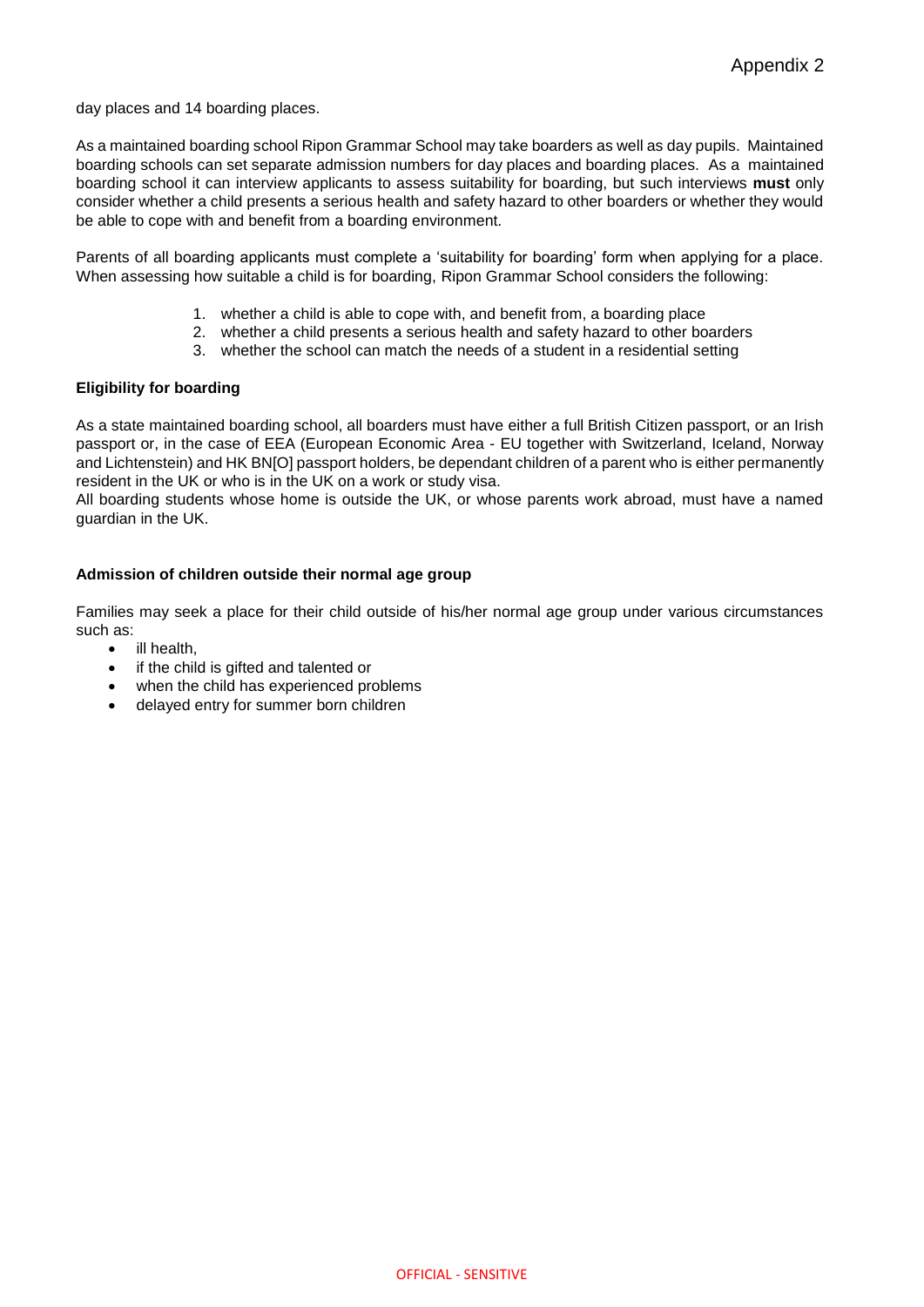day places and 14 boarding places.

As a maintained boarding school Ripon Grammar School may take boarders as well as day pupils. Maintained boarding schools can set separate admission numbers for day places and boarding places. As a maintained boarding school it can interview applicants to assess suitability for boarding, but such interviews **must** only consider whether a child presents a serious health and safety hazard to other boarders or whether they would be able to cope with and benefit from a boarding environment.

Parents of all boarding applicants must complete a 'suitability for boarding' form when applying for a place. When assessing how suitable a child is for boarding, Ripon Grammar School considers the following:

1. whether a child is able to cope with, and benefit from, a boarding place
2. whether a child presents a serious health and safety hazard to other boarders
3. whether the school can match the needs of a student in a residential setting

**Eligibility for boarding**

As a state maintained boarding school, all boarders must have either a full British Citizen passport, or an Irish passport or, in the case of EEA (European Economic Area - EU together with Switzerland, Iceland, Norway and Lichtenstein) and HK BN[O] passport holders, be dependant children of a parent who is either permanently resident in the UK or who is in the UK on a work or study visa.
All boarding students whose home is outside the UK, or whose parents work abroad, must have a named guardian in the UK.

**Admission of children outside their normal age group**

Families may seek a place for their child outside of his/her normal age group under various circumstances such as:

- ill health,
- if the child is gifted and talented or
- when the child has experienced problems
- delayed entry for summer born children